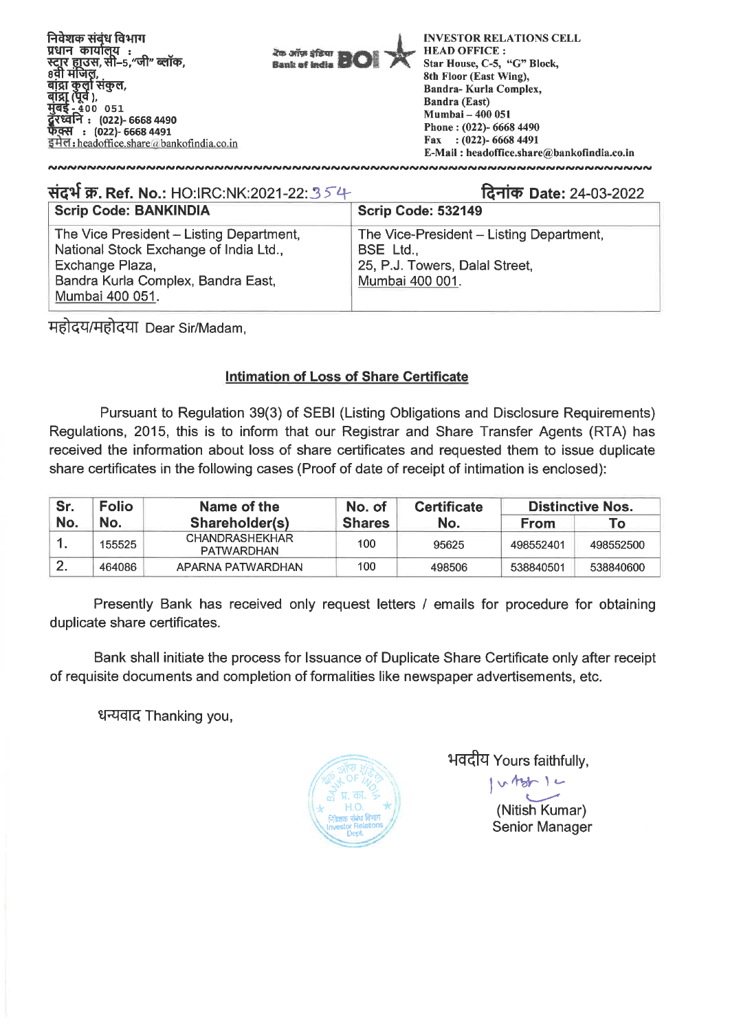निवेशक संबंध विभाग
प्रधान कार्यालय :
स्टार हाउस, सी–5,"जी" ब्लॉक,
8वी मंजिल,
बांद्रा कुर्ला संकुल,
बांद्रा (पूर्व ),
मुंबई - 400 051
दूरध्वनि : (022)- 6668 4490
फैक्स : (022)- 6668 4491
इमेल : headoffice.share@bankofindia.co.in

बैंक ऑफ इंडिया Bank of India BOI

INVESTOR RELATIONS CELL
HEAD OFFICE :
Star House, C-5, "G" Block,
8th Floor (East Wing),
Bandra- Kurla Complex,
Bandra (East)
Mumbai – 400 051
Phone : (022)- 6668 4490
Fax : (022)- 6668 4491
E-Mail : headoffice.share@bankofindia.co.in

**संदर्भ क्र. Ref. No.:** HO:IRC:NK:2021-22:354 **दिनांक Date:** 24-03-2022

| **Scrip Code: BANKINDIA** | **Scrip Code: 532149** |
|---|---|
| The Vice President – Listing Department, National Stock Exchange of India Ltd., Exchange Plaza, Bandra Kurla Complex, Bandra East, Mumbai 400 051. | The Vice-President – Listing Department, BSE Ltd., 25, P.J. Towers, Dalal Street, Mumbai 400 001. |

महोदय/महोदया Dear Sir/Madam,

**Intimation of Loss of Share Certificate**

Pursuant to Regulation 39(3) of SEBI (Listing Obligations and Disclosure Requirements) Regulations, 2015, this is to inform that our Registrar and Share Transfer Agents (RTA) has received the information about loss of share certificates and requested them to issue duplicate share certificates in the following cases (Proof of date of receipt of intimation is enclosed):

| Sr. No. | Folio No. | Name of the Shareholder(s) | No. of Shares | Certificate No. | Distinctive Nos. | |
|---|---|---|---|---|---|---|
| | | | | | From | To |
| 1. | 155525 | CHANDRASHEKHAR PATWARDHAN | 100 | 95625 | 498552401 | 498552500 |
| 2. | 464086 | APARNA PATWARDHAN | 100 | 498506 | 538840501 | 538840600 |

Presently Bank has received only request letters / emails for procedure for obtaining duplicate share certificates.

Bank shall initiate the process for Issuance of Duplicate Share Certificate only after receipt of requisite documents and completion of formalities like newspaper advertisements, etc.

धन्यवाद Thanking you,

भवदीय Yours faithfully,

(Nitish Kumar)
Senior Manager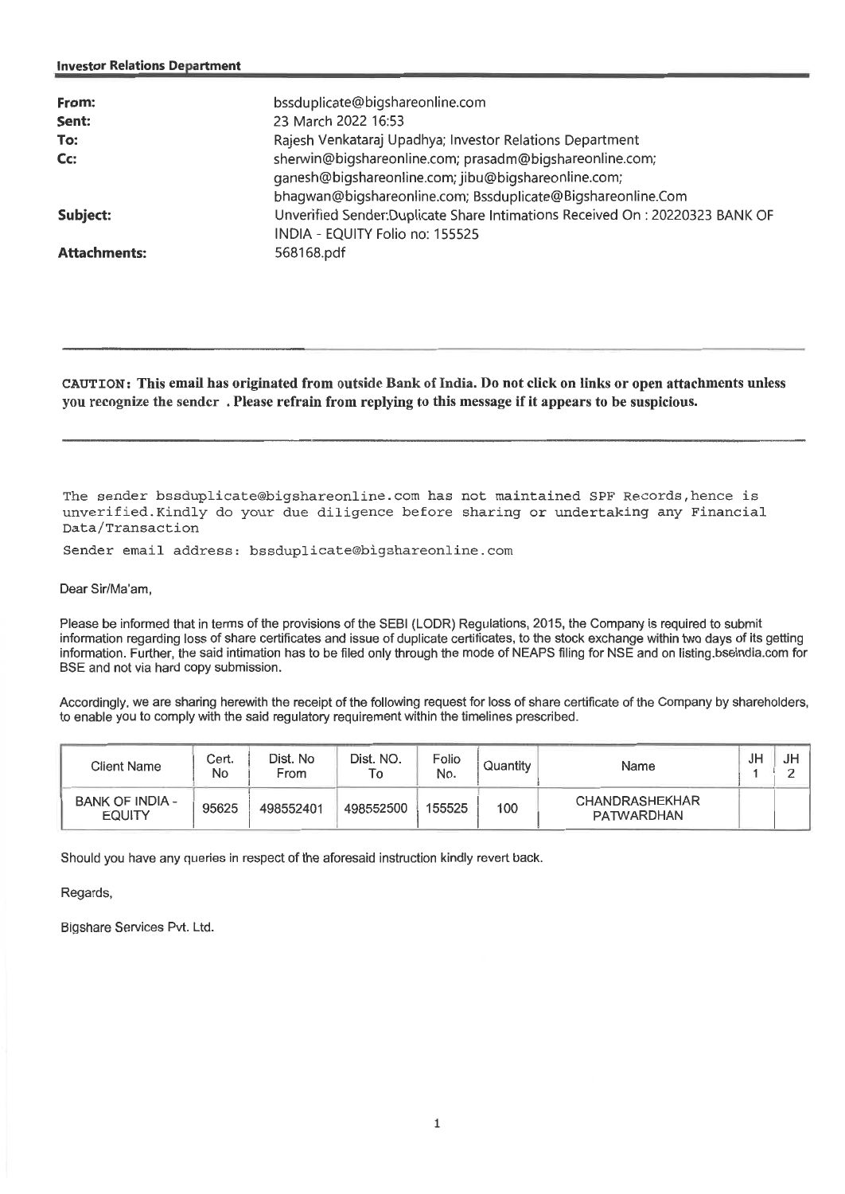**Investor Relations Department**

| | |
|---|---|
| **From:** | bssduplicate@bigshareonline.com |
| **Sent:** | 23 March 2022 16:53 |
| **To:** | Rajesh Venkataraj Upadhya; Investor Relations Department |
| **Cc:** | sherwin@bigshareonline.com; prasadm@bigshareonline.com; ganesh@bigshareonline.com; jibu@bigshareonline.com; bhagwan@bigshareonline.com; Bssduplicate@Bigshareonline.Com |
| **Subject:** | Unverified Sender:Duplicate Share Intimations Received On : 20220323 BANK OF INDIA - EQUITY Folio no: 155525 |
| **Attachments:** | 568168.pdf |

---

**CAUTION: This email has originated from outside Bank of India. Do not click on links or open attachments unless you recognize the sender . Please refrain from replying to this message if it appears to be suspicious.**

---

The sender bssduplicate@bigshareonline.com has not maintained SPF Records,hence is unverified.Kindly do your due diligence before sharing or undertaking any Financial Data/Transaction

Sender email address: bssduplicate@bigshareonline.com

Dear Sir/Ma'am,

Please be informed that in terms of the provisions of the SEBI (LODR) Regulations, 2015, the Company is required to submit information regarding loss of share certificates and issue of duplicate certificates, to the stock exchange within two days of its getting information. Further, the said intimation has to be filed only through the mode of NEAPS filing for NSE and on listing.bseindia.com for BSE and not via hard copy submission.

Accordingly, we are sharing herewith the receipt of the following request for loss of share certificate of the Company by shareholders, to enable you to comply with the said regulatory requirement within the timelines prescribed.

| Client Name | Cert. No | Dist. No From | Dist. NO. To | Folio No. | Quantity | Name | JH 1 | JH 2 |
|---|---|---|---|---|---|---|---|---|
| BANK OF INDIA - EQUITY | 95625 | 498552401 | 498552500 | 155525 | 100 | CHANDRASHEKHAR PATWARDHAN | | |

Should you have any queries in respect of the aforesaid instruction kindly revert back.

Regards,

Bigshare Services Pvt. Ltd.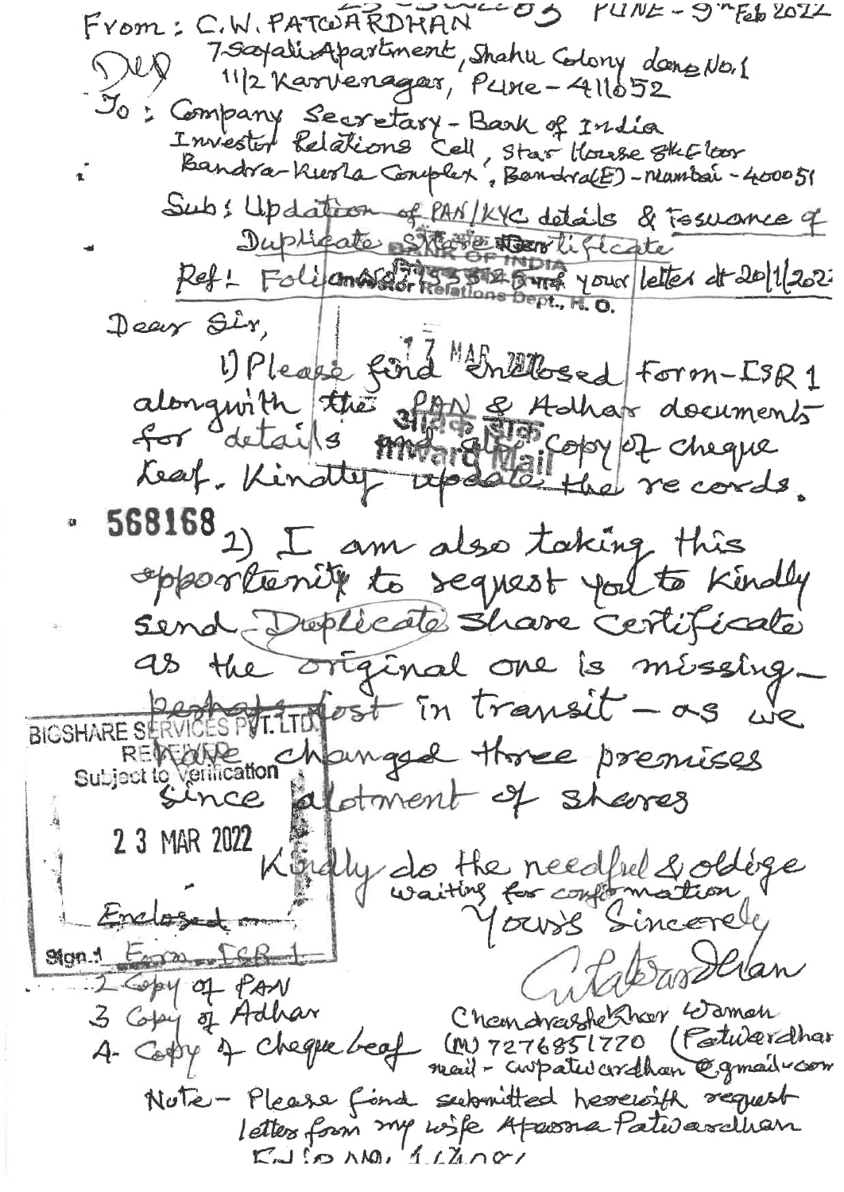From: C.W. PATWARDHAN　　　　　　　　　　PUNE - 9th Feb 2022

DUP

7 Sayali Apartment, Shahu Colony Lane No.1
11/2 Karvenagar, Pune - 411052

To: Company Secretary - Bank of India
Investor Relations Cell, Star House 8th Floor
Bandra-Kurla Complex, Bandra(E) - Mumbai - 400051

Sub: Updation of PAN/KYC details & Issuance of Duplicate Share Certificate

Ref: Folio No. 5355... & your letter dt 20/1/2022

BANK OF INDIA
Investor Relations Dept., H.O.
17 MAR 2022
Inward Mail

Dear Sir,

1) Please find enclosed Form-ISR 1 alongwith the PAN & Adhar documents for details and also copy of cheque leaf. Kindly update the records.

568168

2) I am also taking this opportunity to request you to kindly send Duplicate Share Certificate as the original one is missing - perhaps lost in transit - as we have changed three premises since allotment of shares

BIGSHARE SERVICES PVT. LTD.
RECEIVED
Subject to Verification
23 MAR 2022
Sign.:

Kindly do the needful & oblige
waiting for confirmation

Yours Sincerely

Enclosed:-
1 Form - ISR-1
2 Copy of PAN
3 Copy of Adhar
4 Copy of Cheque Leaf

Chandrashekhar Waman Patwardhan
(M) 7276851770
mail - cwpatwardhan@gmail.com

Note - Please find submitted herewith request letter from my wife Aparna Patwardhan Folio No. 116081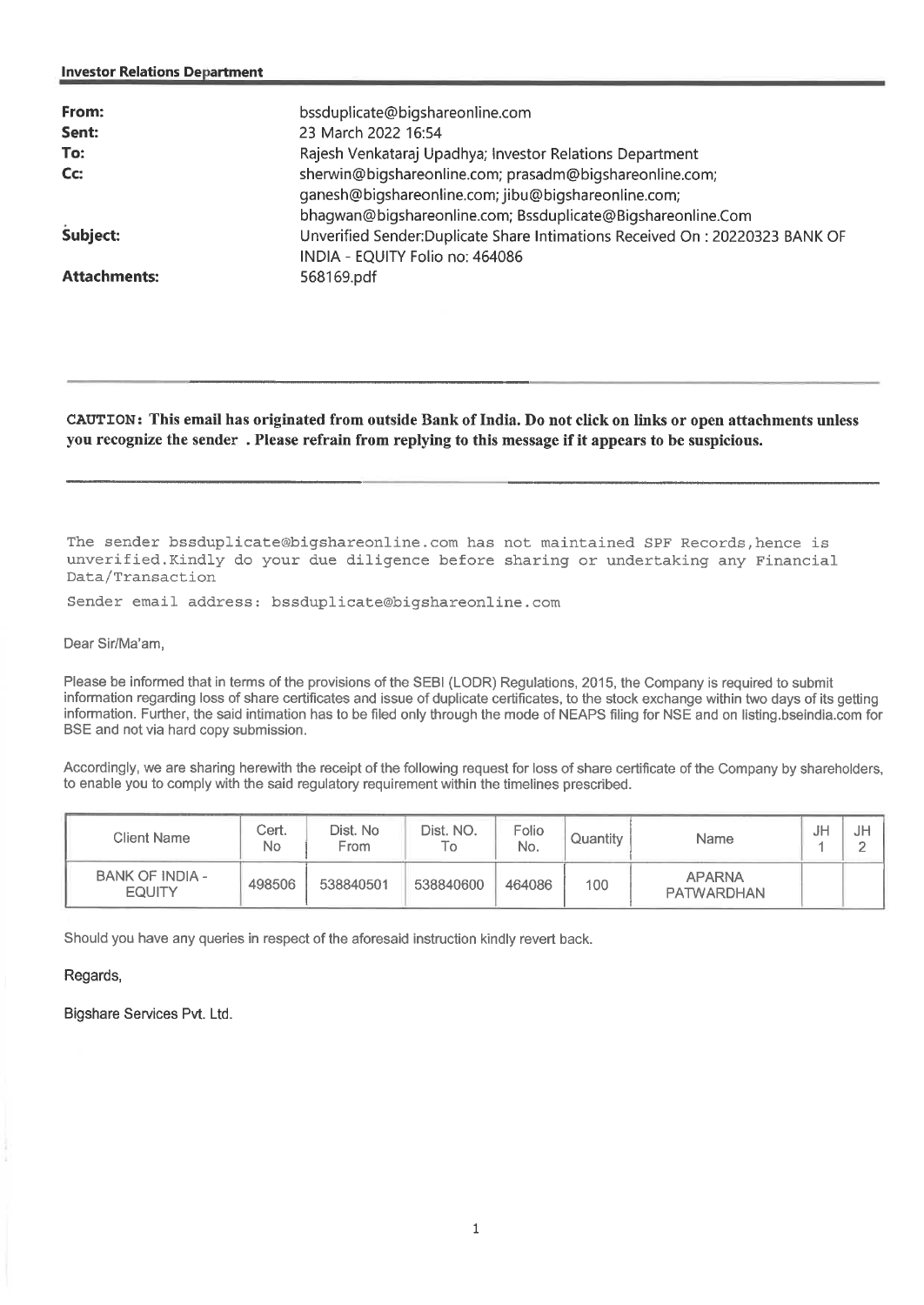**Investor Relations Department**

| | |
|---|---|
| **From:** | bssduplicate@bigshareonline.com |
| **Sent:** | 23 March 2022 16:54 |
| **To:** | Rajesh Venkataraj Upadhya; Investor Relations Department |
| **Cc:** | sherwin@bigshareonline.com; prasadm@bigshareonline.com; ganesh@bigshareonline.com; jibu@bigshareonline.com; bhagwan@bigshareonline.com; Bssduplicate@Bigshareonline.Com |
| **Subject:** | Unverified Sender:Duplicate Share Intimations Received On : 20220323 BANK OF INDIA - EQUITY Folio no: 464086 |
| **Attachments:** | 568169.pdf |

---

**CAUTION: This email has originated from outside Bank of India. Do not click on links or open attachments unless you recognize the sender . Please refrain from replying to this message if it appears to be suspicious.**

---

The sender bssduplicate@bigshareonline.com has not maintained SPF Records,hence is unverified.Kindly do your due diligence before sharing or undertaking any Financial Data/Transaction

Sender email address: bssduplicate@bigshareonline.com

Dear Sir/Ma'am,

Please be informed that in terms of the provisions of the SEBI (LODR) Regulations, 2015, the Company is required to submit information regarding loss of share certificates and issue of duplicate certificates, to the stock exchange within two days of its getting information. Further, the said intimation has to be filed only through the mode of NEAPS filing for NSE and on listing.bseindia.com for BSE and not via hard copy submission.

Accordingly, we are sharing herewith the receipt of the following request for loss of share certificate of the Company by shareholders, to enable you to comply with the said regulatory requirement within the timelines prescribed.

| Client Name | Cert. No | Dist. No From | Dist. NO. To | Folio No. | Quantity | Name | JH 1 | JH 2 |
|---|---|---|---|---|---|---|---|---|
| BANK OF INDIA - EQUITY | 498506 | 538840501 | 538840600 | 464086 | 100 | APARNA PATWARDHAN | | |

Should you have any queries in respect of the aforesaid instruction kindly revert back.

Regards,

Bigshare Services Pvt. Ltd.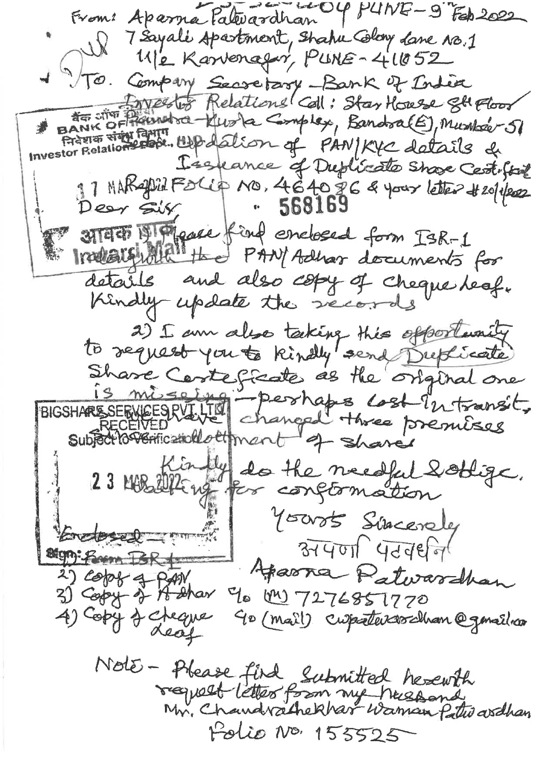From: Aparna Patwardhan — PUNE - 9th Feb 2022

7 Sayali Apartment, Shahu Colony Lane No. 1

11/e Karvenagar, PUNE - 411052

To. Company Secretary - Bank of India

Investor Relations Cell: Star House 8th Floor

Bandra-Kurla Complex, Bandra (E), Mumbai - 51

Sub: Updation of PAN/KYC details & Issuance of Duplicate Share Certificate

FOLIO NO. 464086 & your letter # 20/1/2022

568169

बैंक ऑफ इंडिया
BANK OF INDIA
निवेशक संबंध विभाग
Investor Relations Dept.
17 MAR 2022
आवक डाक
Inward Mail

Dear Sir,

Please find enclosed form ISR-1 along with the PAN/Adhar documents for details and also copy of cheque leaf. Kindly update the records

2) I am also taking this opportunity to request you to kindly send Duplicate Share Certificate as the original one is missing - perhaps lost in transit, as we have changed three premises since allotment of shares

BIGSHARE SERVICES PVT. LTD.
RECEIVED
Subject to Verification
23 MAR 2022

Kindly do the needful & oblige. Awaiting for conformation

Yours Sincerely

अपर्णा पटवर्धन

Aparna Patwardhan

Enclosed -

1) Form ISR-1
2) Copy of PAN
3) Copy of Adhar
4) Copy of Cheque Leaf

To (M) 7276851770

To (mail) awpatwardhan@gmail.com

Note - Please find submitted herewith request letter from my husband Mr. Chandrashekhar Waman Patwardhan Folio No. 155525